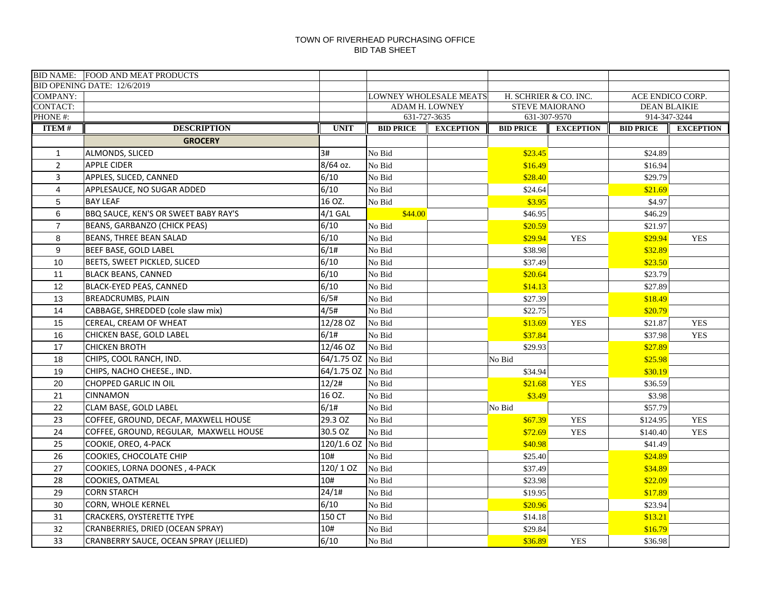TOWN OF RIVERHEAD PURCHASING OFFICE
BID TAB SHEET

| BID NAME: | FOOD AND MEAT PRODUCTS | | | | | | | |
|---|---|---|---|---|---|---|---|---|
| BID OPENING DATE: 12/6/2019 | | | | | | | | |
| COMPANY: | | | LOWNEY WHOLESALE MEATS | | H. SCHRIER & CO. INC. | | ACE ENDICO CORP. | |
| CONTACT: | | | ADAM H. LOWNEY | | STEVE MAIORANO | | DEAN BLAIKIE | |
| PHONE #: | | | 631-727-3635 | | 631-307-9570 | | 914-347-3244 | |
| **ITEM #** | **DESCRIPTION** | **UNIT** | **BID PRICE** | **EXCEPTION** | **BID PRICE** | **EXCEPTION** | **BID PRICE** | **EXCEPTION** |
| | **GROCERY** | | | | | | | |
| 1 | ALMONDS, SLICED | 3# | No Bid | | $23.45 | | $24.89 | |
| 2 | APPLE CIDER | 8/64 oz. | No Bid | | $16.49 | | $16.94 | |
| 3 | APPLES, SLICED, CANNED | 6/10 | No Bid | | $28.40 | | $29.79 | |
| 4 | APPLESAUCE, NO SUGAR ADDED | 6/10 | No Bid | | $24.64 | | $21.69 | |
| 5 | BAY LEAF | 16 OZ. | No Bid | | $3.95 | | $4.97 | |
| 6 | BBQ SAUCE, KEN'S OR SWEET BABY RAY'S | 4/1 GAL | $44.00 | | $46.95 | | $46.29 | |
| 7 | BEANS, GARBANZO (CHICK PEAS) | 6/10 | No Bid | | $20.59 | | $21.97 | |
| 8 | BEANS, THREE BEAN SALAD | 6/10 | No Bid | | $29.94 | YES | $29.94 | YES |
| 9 | BEEF BASE, GOLD LABEL | 6/1# | No Bid | | $38.98 | | $32.89 | |
| 10 | BEETS, SWEET PICKLED, SLICED | 6/10 | No Bid | | $37.49 | | $23.50 | |
| 11 | BLACK BEANS, CANNED | 6/10 | No Bid | | $20.64 | | $23.79 | |
| 12 | BLACK-EYED PEAS, CANNED | 6/10 | No Bid | | $14.13 | | $27.89 | |
| 13 | BREADCRUMBS, PLAIN | 6/5# | No Bid | | $27.39 | | $18.49 | |
| 14 | CABBAGE, SHREDDED (cole slaw mix) | 4/5# | No Bid | | $22.75 | | $20.79 | |
| 15 | CEREAL, CREAM OF WHEAT | 12/28 OZ | No Bid | | $13.69 | YES | $21.87 | YES |
| 16 | CHICKEN BASE, GOLD LABEL | 6/1# | No Bid | | $37.84 | | $37.98 | YES |
| 17 | CHICKEN BROTH | 12/46 OZ | No Bid | | $29.93 | | $27.89 | |
| 18 | CHIPS, COOL RANCH, IND. | 64/1.75 OZ | No Bid | | No Bid | | $25.98 | |
| 19 | CHIPS, NACHO CHEESE., IND. | 64/1.75 OZ | No Bid | | $34.94 | | $30.19 | |
| 20 | CHOPPED GARLIC IN OIL | 12/2# | No Bid | | $21.68 | YES | $36.59 | |
| 21 | CINNAMON | 16 OZ. | No Bid | | $3.49 | | $3.98 | |
| 22 | CLAM BASE, GOLD LABEL | 6/1# | No Bid | | No Bid | | $57.79 | |
| 23 | COFFEE, GROUND, DECAF, MAXWELL HOUSE | 29.3 OZ | No Bid | | $67.39 | YES | $124.95 | YES |
| 24 | COFFEE, GROUND, REGULAR, MAXWELL HOUSE | 30.5 OZ | No Bid | | $72.69 | YES | $140.40 | YES |
| 25 | COOKIE, OREO, 4-PACK | 120/1.6 OZ | No Bid | | $40.98 | | $41.49 | |
| 26 | COOKIES, CHOCOLATE CHIP | 10# | No Bid | | $25.40 | | $24.89 | |
| 27 | COOKIES, LORNA DOONES , 4-PACK | 120/ 1 OZ | No Bid | | $37.49 | | $34.89 | |
| 28 | COOKIES, OATMEAL | 10# | No Bid | | $23.98 | | $22.09 | |
| 29 | CORN STARCH | 24/1# | No Bid | | $19.95 | | $17.89 | |
| 30 | CORN, WHOLE KERNEL | 6/10 | No Bid | | $20.96 | | $23.94 | |
| 31 | CRACKERS, OYSTERETTE TYPE | 150 CT | No Bid | | $14.18 | | $13.21 | |
| 32 | CRANBERRIES, DRIED (OCEAN SPRAY) | 10# | No Bid | | $29.84 | | $16.79 | |
| 33 | CRANBERRY SAUCE, OCEAN SPRAY (JELLIED) | 6/10 | No Bid | | $36.89 | YES | $36.98 | |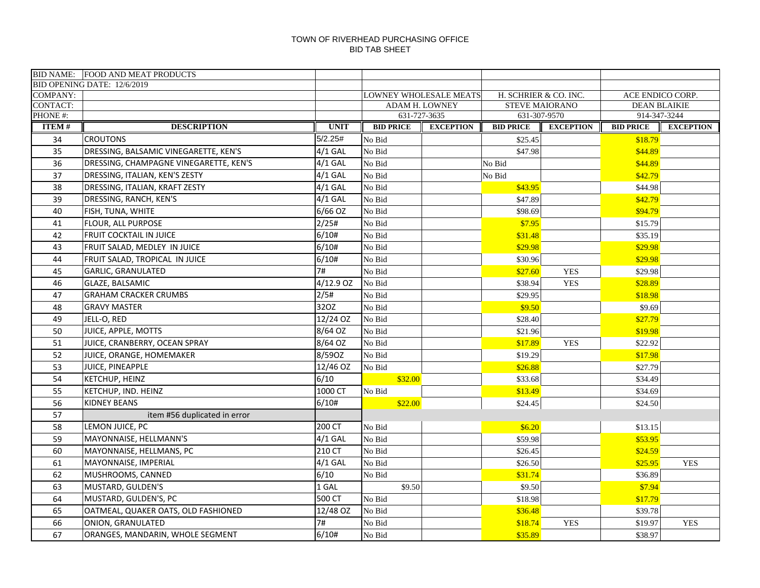TOWN OF RIVERHEAD PURCHASING OFFICE
BID TAB SHEET

| BID NAME: | FOOD AND MEAT PRODUCTS | | | | | | | |
|---|---|---|---|---|---|---|---|---|
| BID OPENING DATE: 12/6/2019 | | | | | | | | |
| COMPANY: | | | LOWNEY WHOLESALE MEATS | | H. SCHRIER & CO. INC. | | ACE ENDICO CORP. | |
| CONTACT: | | | ADAM H. LOWNEY | | STEVE MAIORANO | | DEAN BLAIKIE | |
| PHONE #: | | | 631-727-3635 | | 631-307-9570 | | 914-347-3244 | |
| **ITEM #** | **DESCRIPTION** | **UNIT** | **BID PRICE** | **EXCEPTION** | **BID PRICE** | **EXCEPTION** | **BID PRICE** | **EXCEPTION** |
| 34 | CROUTONS | 5/2.25# | No Bid | | $25.45 | | $18.79 | |
| 35 | DRESSING, BALSAMIC VINEGARETTE, KEN'S | 4/1 GAL | No Bid | | $47.98 | | $44.89 | |
| 36 | DRESSING, CHAMPAGNE VINEGARETTE, KEN'S | 4/1 GAL | No Bid | | No Bid | | $44.89 | |
| 37 | DRESSING, ITALIAN, KEN'S ZESTY | 4/1 GAL | No Bid | | No Bid | | $42.79 | |
| 38 | DRESSING, ITALIAN, KRAFT ZESTY | 4/1 GAL | No Bid | | $43.95 | | $44.98 | |
| 39 | DRESSING, RANCH, KEN'S | 4/1 GAL | No Bid | | $47.89 | | $42.79 | |
| 40 | FISH, TUNA, WHITE | 6/66 OZ | No Bid | | $98.69 | | $94.79 | |
| 41 | FLOUR, ALL PURPOSE | 2/25# | No Bid | | $7.95 | | $15.79 | |
| 42 | FRUIT COCKTAIL IN JUICE | 6/10# | No Bid | | $31.48 | | $35.19 | |
| 43 | FRUIT SALAD, MEDLEY IN JUICE | 6/10# | No Bid | | $29.98 | | $29.98 | |
| 44 | FRUIT SALAD, TROPICAL IN JUICE | 6/10# | No Bid | | $30.96 | | $29.98 | |
| 45 | GARLIC, GRANULATED | 7# | No Bid | | $27.60 | YES | $29.98 | |
| 46 | GLAZE, BALSAMIC | 4/12.9 OZ | No Bid | | $38.94 | YES | $28.89 | |
| 47 | GRAHAM CRACKER CRUMBS | 2/5# | No Bid | | $29.95 | | $18.98 | |
| 48 | GRAVY MASTER | 32OZ | No Bid | | $9.50 | | $9.69 | |
| 49 | JELL-O, RED | 12/24 OZ | No Bid | | $28.40 | | $27.79 | |
| 50 | JUICE, APPLE, MOTTS | 8/64 OZ | No Bid | | $21.96 | | $19.98 | |
| 51 | JUICE, CRANBERRY, OCEAN SPRAY | 8/64 OZ | No Bid | | $17.89 | YES | $22.92 | |
| 52 | JUICE, ORANGE, HOMEMAKER | 8/59OZ | No Bid | | $19.29 | | $17.98 | |
| 53 | JUICE, PINEAPPLE | 12/46 OZ | No Bid | | $26.88 | | $27.79 | |
| 54 | KETCHUP, HEINZ | 6/10 | $32.00 | | $33.68 | | $34.49 | |
| 55 | KETCHUP, IND. HEINZ | 1000 CT | No Bid | | $13.49 | | $34.69 | |
| 56 | KIDNEY BEANS | 6/10# | $22.00 | | $24.45 | | $24.50 | |
| 57 | item #56 duplicated in error | | | | | | | |
| 58 | LEMON JUICE, PC | 200 CT | No Bid | | $6.20 | | $13.15 | |
| 59 | MAYONNAISE, HELLMANN'S | 4/1 GAL | No Bid | | $59.98 | | $53.95 | |
| 60 | MAYONNAISE, HELLMANS, PC | 210 CT | No Bid | | $26.45 | | $24.59 | |
| 61 | MAYONNAISE, IMPERIAL | 4/1 GAL | No Bid | | $26.50 | | $25.95 | YES |
| 62 | MUSHROOMS, CANNED | 6/10 | No Bid | | $31.74 | | $36.89 | |
| 63 | MUSTARD, GULDEN'S | 1 GAL | $9.50 | | $9.50 | | $7.94 | |
| 64 | MUSTARD, GULDEN'S, PC | 500 CT | No Bid | | $18.98 | | $17.79 | |
| 65 | OATMEAL, QUAKER OATS, OLD FASHIONED | 12/48 OZ | No Bid | | $36.48 | | $39.78 | |
| 66 | ONION, GRANULATED | 7# | No Bid | | $18.74 | YES | $19.97 | YES |
| 67 | ORANGES, MANDARIN, WHOLE SEGMENT | 6/10# | No Bid | | $35.89 | | $38.97 | |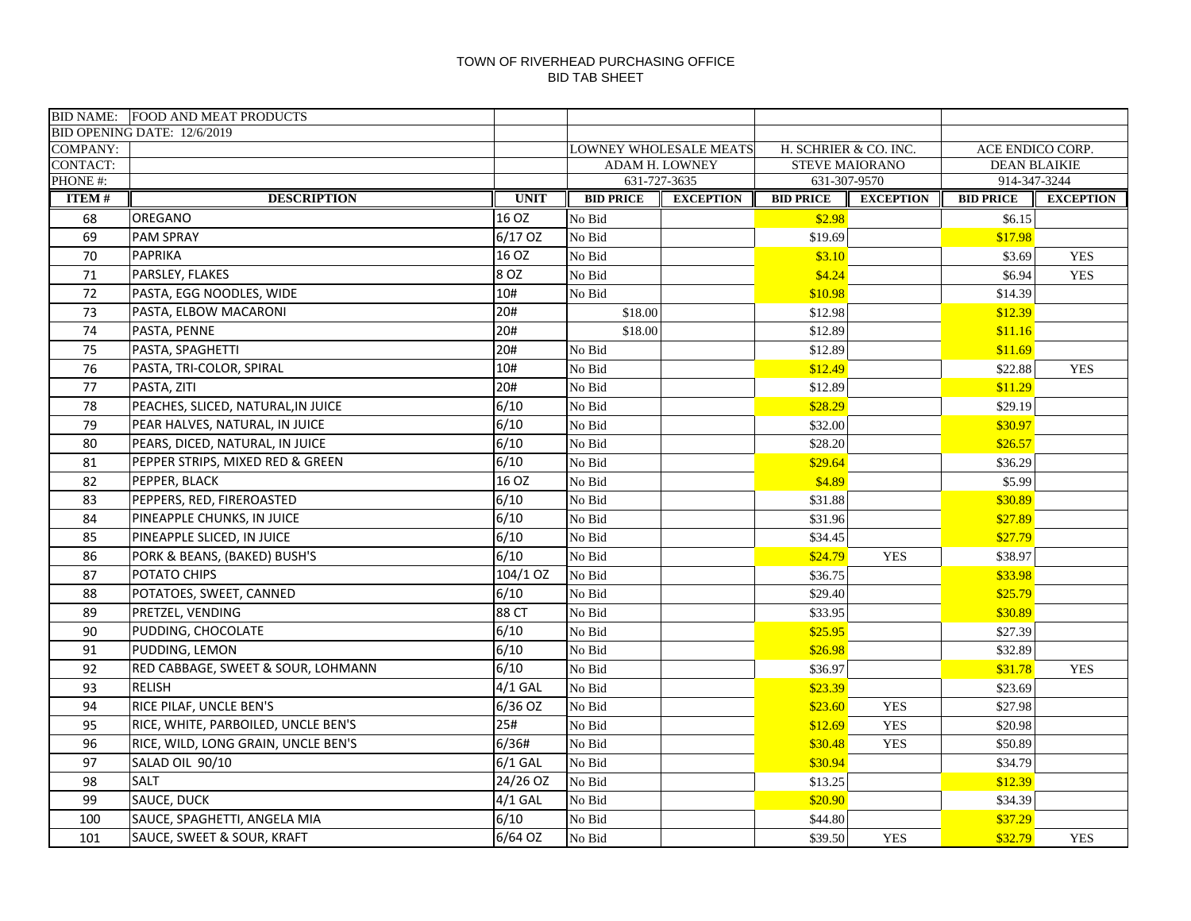TOWN OF RIVERHEAD PURCHASING OFFICE
BID TAB SHEET

| BID NAME: | FOOD AND MEAT PRODUCTS | | | | | | | |
|---|---|---|---|---|---|---|---|---|
| BID OPENING DATE: 12/6/2019 | | | | | | | | |
| COMPANY: | | | LOWNEY WHOLESALE MEATS | | H. SCHRIER & CO. INC. | | ACE ENDICO CORP. | |
| CONTACT: | | | ADAM H. LOWNEY | | STEVE MAIORANO | | DEAN BLAIKIE | |
| PHONE #: | | | 631-727-3635 | | 631-307-9570 | | 914-347-3244 | |
| **ITEM #** | **DESCRIPTION** | **UNIT** | **BID PRICE** | **EXCEPTION** | **BID PRICE** | **EXCEPTION** | **BID PRICE** | **EXCEPTION** |
| 68 | OREGANO | 16 OZ | No Bid | | $2.98 | | $6.15 | |
| 69 | PAM SPRAY | 6/17 OZ | No Bid | | $19.69 | | $17.98 | |
| 70 | PAPRIKA | 16 OZ | No Bid | | $3.10 | | $3.69 | YES |
| 71 | PARSLEY, FLAKES | 8 OZ | No Bid | | $4.24 | | $6.94 | YES |
| 72 | PASTA, EGG NOODLES, WIDE | 10# | No Bid | | $10.98 | | $14.39 | |
| 73 | PASTA, ELBOW MACARONI | 20# | $18.00 | | $12.98 | | $12.39 | |
| 74 | PASTA, PENNE | 20# | $18.00 | | $12.89 | | $11.16 | |
| 75 | PASTA, SPAGHETTI | 20# | No Bid | | $12.89 | | $11.69 | |
| 76 | PASTA, TRI-COLOR, SPIRAL | 10# | No Bid | | $12.49 | | $22.88 | YES |
| 77 | PASTA, ZITI | 20# | No Bid | | $12.89 | | $11.29 | |
| 78 | PEACHES, SLICED, NATURAL,IN JUICE | 6/10 | No Bid | | $28.29 | | $29.19 | |
| 79 | PEAR HALVES, NATURAL, IN JUICE | 6/10 | No Bid | | $32.00 | | $30.97 | |
| 80 | PEARS, DICED, NATURAL, IN JUICE | 6/10 | No Bid | | $28.20 | | $26.57 | |
| 81 | PEPPER STRIPS, MIXED RED & GREEN | 6/10 | No Bid | | $29.64 | | $36.29 | |
| 82 | PEPPER, BLACK | 16 OZ | No Bid | | $4.89 | | $5.99 | |
| 83 | PEPPERS, RED, FIREROASTED | 6/10 | No Bid | | $31.88 | | $30.89 | |
| 84 | PINEAPPLE CHUNKS, IN JUICE | 6/10 | No Bid | | $31.96 | | $27.89 | |
| 85 | PINEAPPLE SLICED, IN JUICE | 6/10 | No Bid | | $34.45 | | $27.79 | |
| 86 | PORK & BEANS, (BAKED) BUSH'S | 6/10 | No Bid | | $24.79 | YES | $38.97 | |
| 87 | POTATO CHIPS | 104/1 OZ | No Bid | | $36.75 | | $33.98 | |
| 88 | POTATOES, SWEET, CANNED | 6/10 | No Bid | | $29.40 | | $25.79 | |
| 89 | PRETZEL, VENDING | 88 CT | No Bid | | $33.95 | | $30.89 | |
| 90 | PUDDING, CHOCOLATE | 6/10 | No Bid | | $25.95 | | $27.39 | |
| 91 | PUDDING, LEMON | 6/10 | No Bid | | $26.98 | | $32.89 | |
| 92 | RED CABBAGE, SWEET & SOUR, LOHMANN | 6/10 | No Bid | | $36.97 | | $31.78 | YES |
| 93 | RELISH | 4/1 GAL | No Bid | | $23.39 | | $23.69 | |
| 94 | RICE PILAF, UNCLE BEN'S | 6/36 OZ | No Bid | | $23.60 | YES | $27.98 | |
| 95 | RICE, WHITE, PARBOILED, UNCLE BEN'S | 25# | No Bid | | $12.69 | YES | $20.98 | |
| 96 | RICE, WILD, LONG GRAIN, UNCLE BEN'S | 6/36# | No Bid | | $30.48 | YES | $50.89 | |
| 97 | SALAD OIL 90/10 | 6/1 GAL | No Bid | | $30.94 | | $34.79 | |
| 98 | SALT | 24/26 OZ | No Bid | | $13.25 | | $12.39 | |
| 99 | SAUCE, DUCK | 4/1 GAL | No Bid | | $20.90 | | $34.39 | |
| 100 | SAUCE, SPAGHETTI, ANGELA MIA | 6/10 | No Bid | | $44.80 | | $37.29 | |
| 101 | SAUCE, SWEET & SOUR, KRAFT | 6/64 OZ | No Bid | | $39.50 | YES | $32.79 | YES |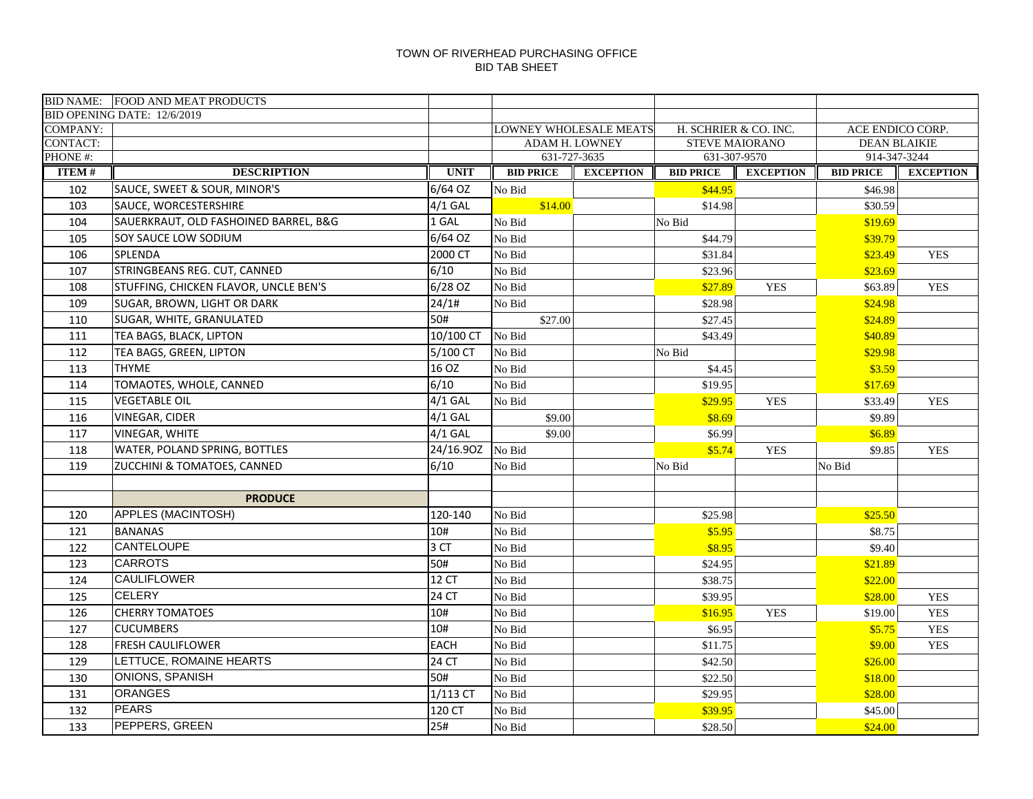TOWN OF RIVERHEAD PURCHASING OFFICE
BID TAB SHEET

| BID NAME: | FOOD AND MEAT PRODUCTS | | | | | | | |
|---|---|---|---|---|---|---|---|---|
| BID OPENING DATE: 12/6/2019 | | | | | | | | |
| COMPANY: | | | LOWNEY WHOLESALE MEATS | | H. SCHRIER & CO. INC. | | ACE ENDICO CORP. | |
| CONTACT: | | | ADAM H. LOWNEY | | STEVE MAIORANO | | DEAN BLAIKIE | |
| PHONE #: | | | 631-727-3635 | | 631-307-9570 | | 914-347-3244 | |
| **ITEM #** | **DESCRIPTION** | **UNIT** | **BID PRICE** | **EXCEPTION** | **BID PRICE** | **EXCEPTION** | **BID PRICE** | **EXCEPTION** |
| 102 | SAUCE, SWEET & SOUR, MINOR'S | 6/64 OZ | No Bid | | $44.95 | | $46.98 | |
| 103 | SAUCE, WORCESTERSHIRE | 4/1 GAL | $14.00 | | $14.98 | | $30.59 | |
| 104 | SAUERKRAUT, OLD FASHOINED BARREL, B&G | 1 GAL | No Bid | | No Bid | | $19.69 | |
| 105 | SOY SAUCE LOW SODIUM | 6/64 OZ | No Bid | | $44.79 | | $39.79 | |
| 106 | SPLENDA | 2000 CT | No Bid | | $31.84 | | $23.49 | YES |
| 107 | STRINGBEANS REG. CUT, CANNED | 6/10 | No Bid | | $23.96 | | $23.69 | |
| 108 | STUFFING, CHICKEN FLAVOR, UNCLE BEN'S | 6/28 OZ | No Bid | | $27.89 | YES | $63.89 | YES |
| 109 | SUGAR, BROWN, LIGHT OR DARK | 24/1# | No Bid | | $28.98 | | $24.98 | |
| 110 | SUGAR, WHITE, GRANULATED | 50# | $27.00 | | $27.45 | | $24.89 | |
| 111 | TEA BAGS, BLACK, LIPTON | 10/100 CT | No Bid | | $43.49 | | $40.89 | |
| 112 | TEA BAGS, GREEN, LIPTON | 5/100 CT | No Bid | | No Bid | | $29.98 | |
| 113 | THYME | 16 OZ | No Bid | | $4.45 | | $3.59 | |
| 114 | TOMAOTES, WHOLE, CANNED | 6/10 | No Bid | | $19.95 | | $17.69 | |
| 115 | VEGETABLE OIL | 4/1 GAL | No Bid | | $29.95 | YES | $33.49 | YES |
| 116 | VINEGAR, CIDER | 4/1 GAL | $9.00 | | $8.69 | | $9.89 | |
| 117 | VINEGAR, WHITE | 4/1 GAL | $9.00 | | $6.99 | | $6.89 | |
| 118 | WATER, POLAND SPRING, BOTTLES | 24/16.9OZ | No Bid | | $5.74 | YES | $9.85 | YES |
| 119 | ZUCCHINI & TOMATOES, CANNED | 6/10 | No Bid | | No Bid | | No Bid | |
| | | | | | | | | |
| | **PRODUCE** | | | | | | | |
| 120 | APPLES (MACINTOSH) | 120-140 | No Bid | | $25.98 | | $25.50 | |
| 121 | BANANAS | 10# | No Bid | | $5.95 | | $8.75 | |
| 122 | CANTELOUPE | 3 CT | No Bid | | $8.95 | | $9.40 | |
| 123 | CARROTS | 50# | No Bid | | $24.95 | | $21.89 | |
| 124 | CAULIFLOWER | 12 CT | No Bid | | $38.75 | | $22.00 | |
| 125 | CELERY | 24 CT | No Bid | | $39.95 | | $28.00 | YES |
| 126 | CHERRY TOMATOES | 10# | No Bid | | $16.95 | YES | $19.00 | YES |
| 127 | CUCUMBERS | 10# | No Bid | | $6.95 | | $5.75 | YES |
| 128 | FRESH CAULIFLOWER | EACH | No Bid | | $11.75 | | $9.00 | YES |
| 129 | LETTUCE, ROMAINE HEARTS | 24 CT | No Bid | | $42.50 | | $26.00 | |
| 130 | ONIONS, SPANISH | 50# | No Bid | | $22.50 | | $18.00 | |
| 131 | ORANGES | 1/113 CT | No Bid | | $29.95 | | $28.00 | |
| 132 | PEARS | 120 CT | No Bid | | $39.95 | | $45.00 | |
| 133 | PEPPERS, GREEN | 25# | No Bid | | $28.50 | | $24.00 | |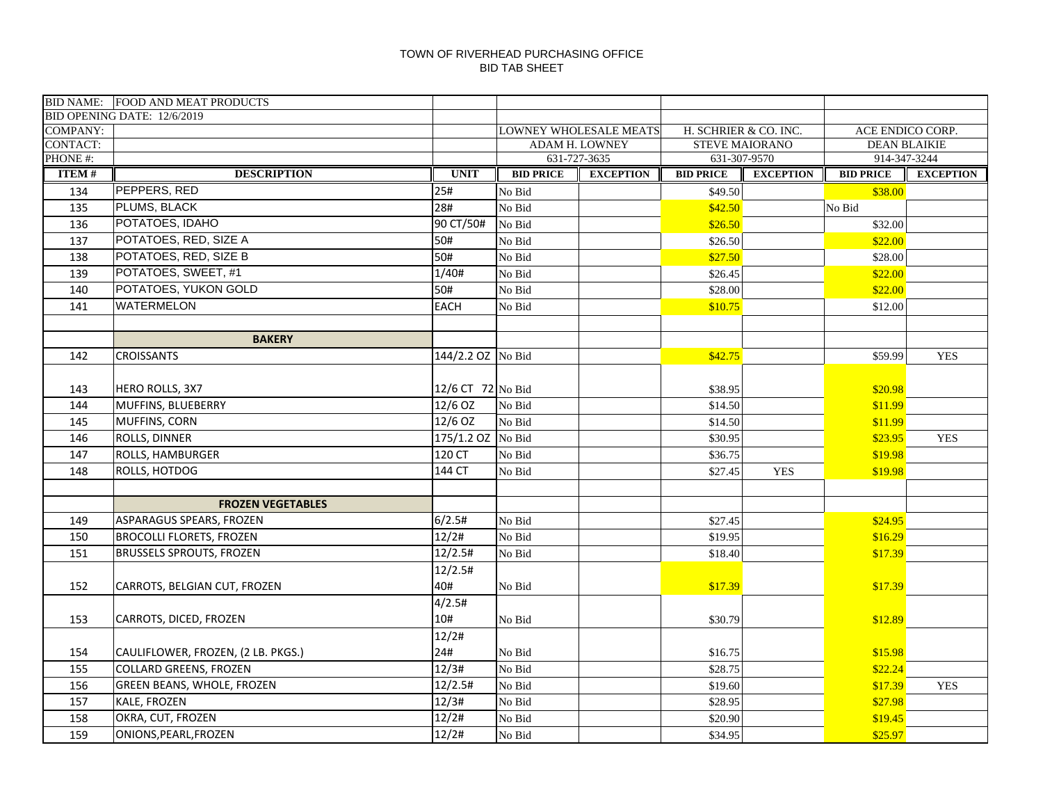TOWN OF RIVERHEAD PURCHASING OFFICE
BID TAB SHEET

| BID NAME: | FOOD AND MEAT PRODUCTS | | | | | | | |
|---|---|---|---|---|---|---|---|---|
| BID OPENING DATE: 12/6/2019 | | | | | | | | |
| COMPANY: | | | LOWNEY WHOLESALE MEATS | | H. SCHRIER & CO. INC. | | ACE ENDICO CORP. | |
| CONTACT: | | | ADAM H. LOWNEY | | STEVE MAIORANO | | DEAN BLAIKIE | |
| PHONE #: | | | 631-727-3635 | | 631-307-9570 | | 914-347-3244 | |
| **ITEM #** | **DESCRIPTION** | **UNIT** | **BID PRICE** | **EXCEPTION** | **BID PRICE** | **EXCEPTION** | **BID PRICE** | **EXCEPTION** |
| 134 | PEPPERS, RED | 25# | No Bid | | $49.50 | | $38.00 | |
| 135 | PLUMS, BLACK | 28# | No Bid | | $42.50 | | No Bid | |
| 136 | POTATOES, IDAHO | 90 CT/50# | No Bid | | $26.50 | | $32.00 | |
| 137 | POTATOES, RED, SIZE A | 50# | No Bid | | $26.50 | | $22.00 | |
| 138 | POTATOES, RED, SIZE B | 50# | No Bid | | $27.50 | | $28.00 | |
| 139 | POTATOES, SWEET, #1 | 1/40# | No Bid | | $26.45 | | $22.00 | |
| 140 | POTATOES, YUKON GOLD | 50# | No Bid | | $28.00 | | $22.00 | |
| 141 | WATERMELON | EACH | No Bid | | $10.75 | | $12.00 | |
| | | | | | | | | |
| | **BAKERY** | | | | | | | |
| 142 | CROISSANTS | 144/2.2 OZ | No Bid | | $42.75 | | $59.99 | YES |
| 143 | HERO ROLLS, 3X7 | 12/6 CT 72 | No Bid | | $38.95 | | $20.98 | |
| 144 | MUFFINS, BLUEBERRY | 12/6 OZ | No Bid | | $14.50 | | $11.99 | |
| 145 | MUFFINS, CORN | 12/6 OZ | No Bid | | $14.50 | | $11.99 | |
| 146 | ROLLS, DINNER | 175/1.2 OZ | No Bid | | $30.95 | | $23.95 | YES |
| 147 | ROLLS, HAMBURGER | 120 CT | No Bid | | $36.75 | | $19.98 | |
| 148 | ROLLS, HOTDOG | 144 CT | No Bid | | $27.45 | YES | $19.98 | |
| | | | | | | | | |
| | **FROZEN VEGETABLES** | | | | | | | |
| 149 | ASPARAGUS SPEARS, FROZEN | 6/2.5# | No Bid | | $27.45 | | $24.95 | |
| 150 | BROCOLLI FLORETS, FROZEN | 12/2# | No Bid | | $19.95 | | $16.29 | |
| 151 | BRUSSELS SPROUTS, FROZEN | 12/2.5# | No Bid | | $18.40 | | $17.39 | |
| 152 | CARROTS, BELGIAN CUT, FROZEN | 12/2.5# 40# | No Bid | | $17.39 | | $17.39 | |
| 153 | CARROTS, DICED, FROZEN | 4/2.5# 10# | No Bid | | $30.79 | | $12.89 | |
| 154 | CAULIFLOWER, FROZEN, (2 LB. PKGS.) | 12/2# 24# | No Bid | | $16.75 | | $15.98 | |
| 155 | COLLARD GREENS, FROZEN | 12/3# | No Bid | | $28.75 | | $22.24 | |
| 156 | GREEN BEANS, WHOLE, FROZEN | 12/2.5# | No Bid | | $19.60 | | $17.39 | YES |
| 157 | KALE, FROZEN | 12/3# | No Bid | | $28.95 | | $27.98 | |
| 158 | OKRA, CUT, FROZEN | 12/2# | No Bid | | $20.90 | | $19.45 | |
| 159 | ONIONS,PEARL,FROZEN | 12/2# | No Bid | | $34.95 | | $25.97 | |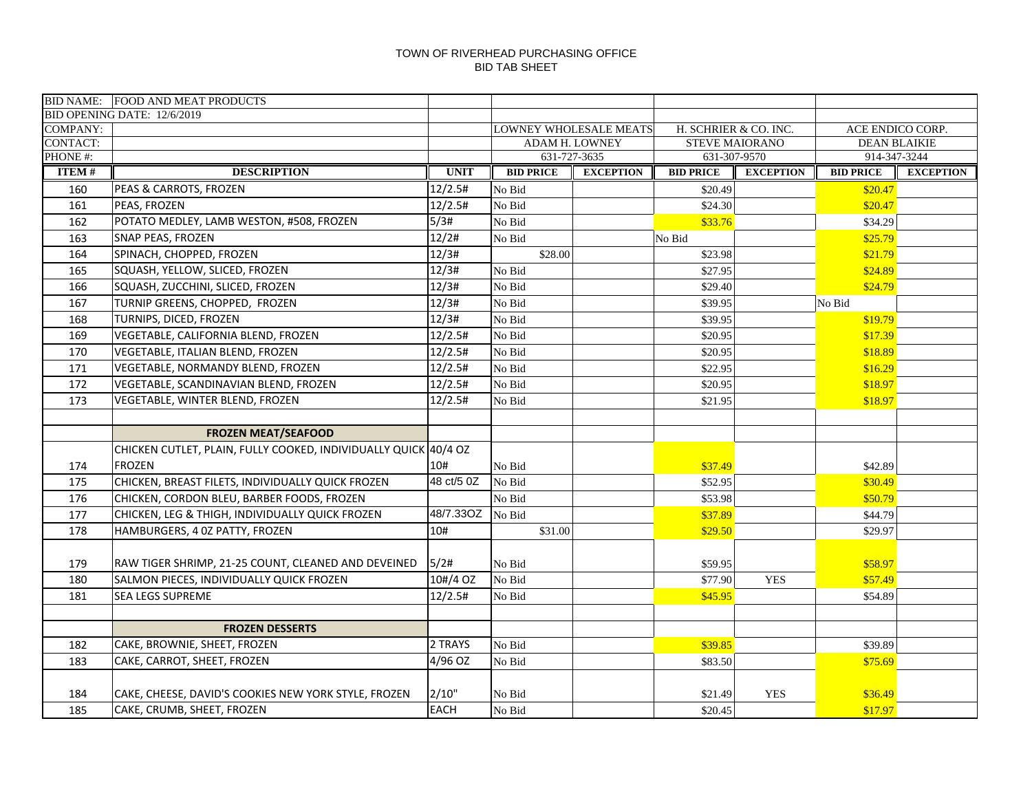TOWN OF RIVERHEAD PURCHASING OFFICE
BID TAB SHEET

| BID NAME: | FOOD AND MEAT PRODUCTS | | | | | | | |
|---|---|---|---|---|---|---|---|---|
| BID OPENING DATE: 12/6/2019 | | | | | | | | |
| COMPANY: | | | LOWNEY WHOLESALE MEATS | | H. SCHRIER & CO. INC. | | ACE ENDICO CORP. | |
| CONTACT: | | | ADAM H. LOWNEY | | STEVE MAIORANO | | DEAN BLAIKIE | |
| PHONE #: | | | 631-727-3635 | | 631-307-9570 | | 914-347-3244 | |
| **ITEM #** | **DESCRIPTION** | **UNIT** | **BID PRICE** | **EXCEPTION** | **BID PRICE** | **EXCEPTION** | **BID PRICE** | **EXCEPTION** |
| 160 | PEAS & CARROTS, FROZEN | 12/2.5# | No Bid | | $20.49 | | $20.47 | |
| 161 | PEAS, FROZEN | 12/2.5# | No Bid | | $24.30 | | $20.47 | |
| 162 | POTATO MEDLEY, LAMB WESTON, #508, FROZEN | 5/3# | No Bid | | $33.76 | | $34.29 | |
| 163 | SNAP PEAS, FROZEN | 12/2# | No Bid | | No Bid | | $25.79 | |
| 164 | SPINACH, CHOPPED, FROZEN | 12/3# | $28.00 | | $23.98 | | $21.79 | |
| 165 | SQUASH, YELLOW, SLICED, FROZEN | 12/3# | No Bid | | $27.95 | | $24.89 | |
| 166 | SQUASH, ZUCCHINI, SLICED, FROZEN | 12/3# | No Bid | | $29.40 | | $24.79 | |
| 167 | TURNIP GREENS, CHOPPED, FROZEN | 12/3# | No Bid | | $39.95 | | No Bid | |
| 168 | TURNIPS, DICED, FROZEN | 12/3# | No Bid | | $39.95 | | $19.79 | |
| 169 | VEGETABLE, CALIFORNIA BLEND, FROZEN | 12/2.5# | No Bid | | $20.95 | | $17.39 | |
| 170 | VEGETABLE, ITALIAN BLEND, FROZEN | 12/2.5# | No Bid | | $20.95 | | $18.89 | |
| 171 | VEGETABLE, NORMANDY BLEND, FROZEN | 12/2.5# | No Bid | | $22.95 | | $16.29 | |
| 172 | VEGETABLE, SCANDINAVIAN BLEND, FROZEN | 12/2.5# | No Bid | | $20.95 | | $18.97 | |
| 173 | VEGETABLE, WINTER BLEND, FROZEN | 12/2.5# | No Bid | | $21.95 | | $18.97 | |
| | | | | | | | | |
| | **FROZEN MEAT/SEAFOOD** | | | | | | | |
| 174 | CHICKEN CUTLET, PLAIN, FULLY COOKED, INDIVIDUALLY QUICK FROZEN | 40/4 OZ 10# | No Bid | | $37.49 | | $42.89 | |
| 175 | CHICKEN, BREAST FILETS, INDIVIDUALLY QUICK FROZEN | 48 ct/5 0Z | No Bid | | $52.95 | | $30.49 | |
| 176 | CHICKEN, CORDON BLEU, BARBER FOODS, FROZEN | | No Bid | | $53.98 | | $50.79 | |
| 177 | CHICKEN, LEG & THIGH, INDIVIDUALLY QUICK FROZEN | 48/7.33OZ | No Bid | | $37.89 | | $44.79 | |
| 178 | HAMBURGERS, 4 0Z PATTY, FROZEN | 10# | $31.00 | | $29.50 | | $29.97 | |
| 179 | RAW TIGER SHRIMP, 21-25 COUNT, CLEANED AND DEVEINED | 5/2# | No Bid | | $59.95 | | $58.97 | |
| 180 | SALMON PIECES, INDIVIDUALLY QUICK FROZEN | 10#/4 OZ | No Bid | | $77.90 | YES | $57.49 | |
| 181 | SEA LEGS SUPREME | 12/2.5# | No Bid | | $45.95 | | $54.89 | |
| | | | | | | | | |
| | **FROZEN DESSERTS** | | | | | | | |
| 182 | CAKE, BROWNIE, SHEET, FROZEN | 2 TRAYS | No Bid | | $39.85 | | $39.89 | |
| 183 | CAKE, CARROT, SHEET, FROZEN | 4/96 OZ | No Bid | | $83.50 | | $75.69 | |
| 184 | CAKE, CHEESE, DAVID'S COOKIES NEW YORK STYLE, FROZEN | 2/10" | No Bid | | $21.49 | YES | $36.49 | |
| 185 | CAKE, CRUMB, SHEET, FROZEN | EACH | No Bid | | $20.45 | | $17.97 | |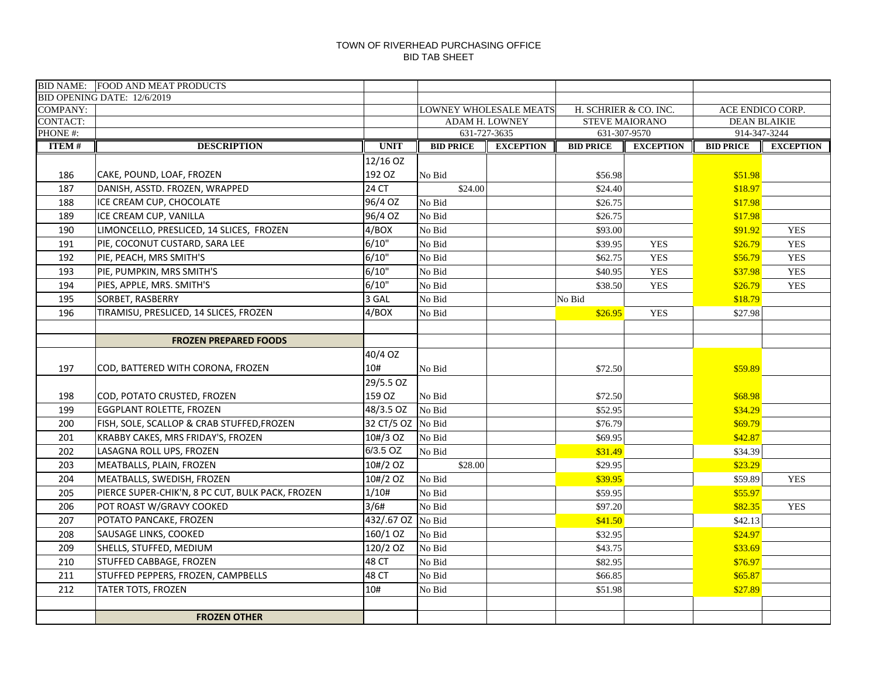TOWN OF RIVERHEAD PURCHASING OFFICE
BID TAB SHEET

| BID NAME: | FOOD AND MEAT PRODUCTS | | | | | | | |
|---|---|---|---|---|---|---|---|---|
| BID OPENING DATE: 12/6/2019 | | | | | | | | |
| COMPANY: | | | LOWNEY WHOLESALE MEATS | | H. SCHRIER & CO. INC. | | ACE ENDICO CORP. | |
| CONTACT: | | | ADAM H. LOWNEY | | STEVE MAIORANO | | DEAN BLAIKIE | |
| PHONE #: | | | 631-727-3635 | | 631-307-9570 | | 914-347-3244 | |
| **ITEM #** | **DESCRIPTION** | **UNIT** | **BID PRICE** | **EXCEPTION** | **BID PRICE** | **EXCEPTION** | **BID PRICE** | **EXCEPTION** |
| 186 | CAKE, POUND, LOAF, FROZEN | 12/16 OZ 192 OZ | No Bid | | $56.98 | | $51.98 | |
| 187 | DANISH, ASSTD. FROZEN, WRAPPED | 24 CT | $24.00 | | $24.40 | | $18.97 | |
| 188 | ICE CREAM CUP, CHOCOLATE | 96/4 OZ | No Bid | | $26.75 | | $17.98 | |
| 189 | ICE CREAM CUP, VANILLA | 96/4 OZ | No Bid | | $26.75 | | $17.98 | |
| 190 | LIMONCELLO, PRESLICED, 14 SLICES, FROZEN | 4/BOX | No Bid | | $93.00 | | $91.92 | YES |
| 191 | PIE, COCONUT CUSTARD, SARA LEE | 6/10" | No Bid | | $39.95 | YES | $26.79 | YES |
| 192 | PIE, PEACH, MRS SMITH'S | 6/10" | No Bid | | $62.75 | YES | $56.79 | YES |
| 193 | PIE, PUMPKIN, MRS SMITH'S | 6/10" | No Bid | | $40.95 | YES | $37.98 | YES |
| 194 | PIES, APPLE, MRS. SMITH'S | 6/10" | No Bid | | $38.50 | YES | $26.79 | YES |
| 195 | SORBET, RASBERRY | 3 GAL | No Bid | | No Bid | | $18.79 | |
| 196 | TIRAMISU, PRESLICED, 14 SLICES, FROZEN | 4/BOX | No Bid | | $26.95 | YES | $27.98 | |
| | | | | | | | | |
| | **FROZEN PREPARED FOODS** | | | | | | | |
| 197 | COD, BATTERED WITH CORONA, FROZEN | 40/4 OZ 10# | No Bid | | $72.50 | | $59.89 | |
| 198 | COD, POTATO CRUSTED, FROZEN | 29/5.5 OZ 159 OZ | No Bid | | $72.50 | | $68.98 | |
| 199 | EGGPLANT ROLETTE, FROZEN | 48/3.5 OZ | No Bid | | $52.95 | | $34.29 | |
| 200 | FISH, SOLE, SCALLOP & CRAB STUFFED,FROZEN | 32 CT/5 OZ | No Bid | | $76.79 | | $69.79 | |
| 201 | KRABBY CAKES, MRS FRIDAY'S, FROZEN | 10#/3 OZ | No Bid | | $69.95 | | $42.87 | |
| 202 | LASAGNA ROLL UPS, FROZEN | 6/3.5 OZ | No Bid | | $31.49 | | $34.39 | |
| 203 | MEATBALLS, PLAIN, FROZEN | 10#/2 OZ | $28.00 | | $29.95 | | $23.29 | |
| 204 | MEATBALLS, SWEDISH, FROZEN | 10#/2 OZ | No Bid | | $39.95 | | $59.89 | YES |
| 205 | PIERCE SUPER-CHIK'N, 8 PC CUT, BULK PACK, FROZEN | 1/10# | No Bid | | $59.95 | | $55.97 | |
| 206 | POT ROAST W/GRAVY COOKED | 3/6# | No Bid | | $97.20 | | $82.35 | YES |
| 207 | POTATO PANCAKE, FROZEN | 432/.67 OZ | No Bid | | $41.50 | | $42.13 | |
| 208 | SAUSAGE LINKS, COOKED | 160/1 OZ | No Bid | | $32.95 | | $24.97 | |
| 209 | SHELLS, STUFFED, MEDIUM | 120/2 OZ | No Bid | | $43.75 | | $33.69 | |
| 210 | STUFFED CABBAGE, FROZEN | 48 CT | No Bid | | $82.95 | | $76.97 | |
| 211 | STUFFED PEPPERS, FROZEN, CAMPBELLS | 48 CT | No Bid | | $66.85 | | $65.87 | |
| 212 | TATER TOTS, FROZEN | 10# | No Bid | | $51.98 | | $27.89 | |
| | | | | | | | | |
| | **FROZEN OTHER** | | | | | | | |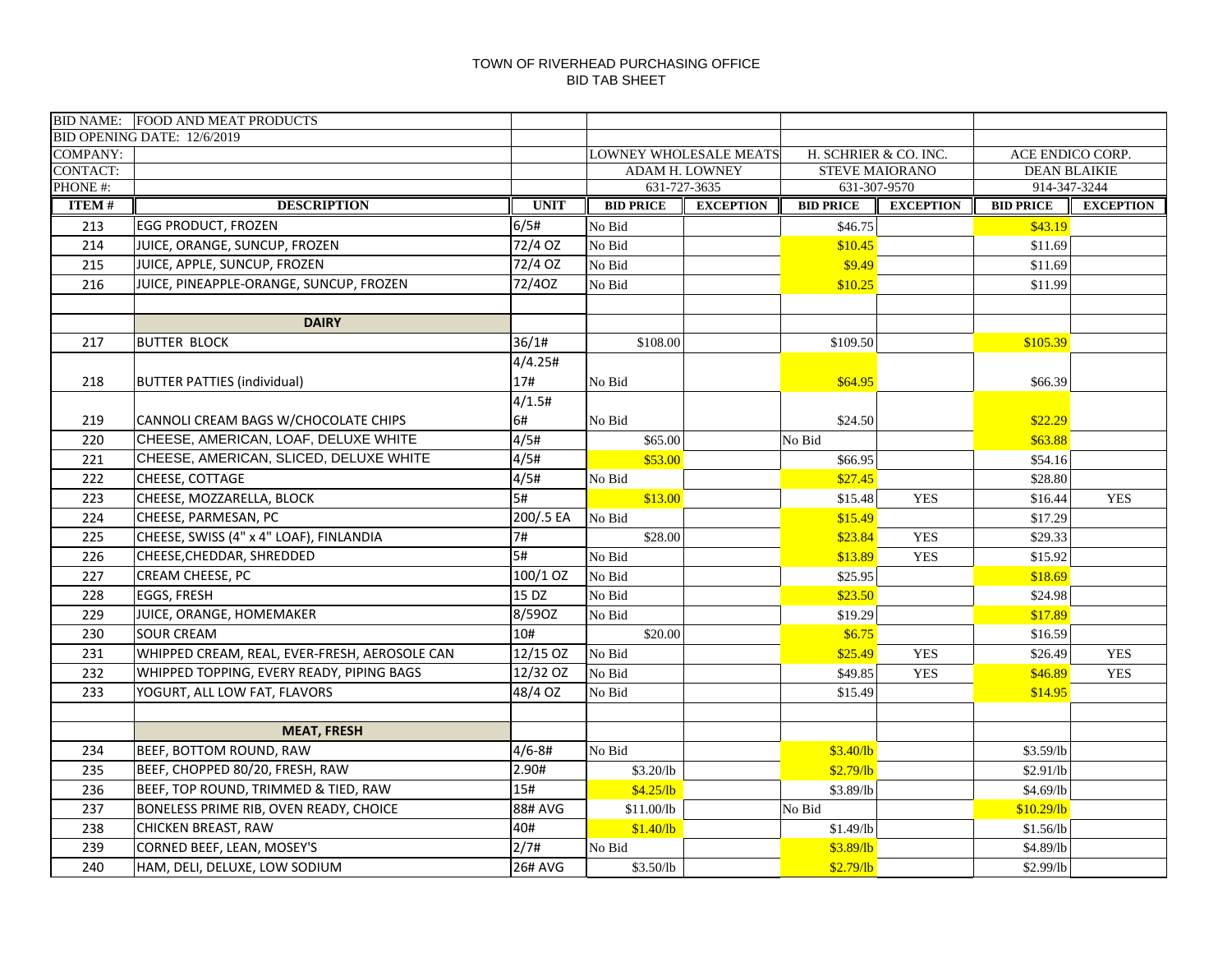TOWN OF RIVERHEAD PURCHASING OFFICE
BID TAB SHEET

| BID NAME: | FOOD AND MEAT PRODUCTS | | | | | | | |
|---|---|---|---|---|---|---|---|---|
| BID OPENING DATE: 12/6/2019 | | | | | | | | |
| COMPANY: | | | LOWNEY WHOLESALE MEATS | | H. SCHRIER & CO. INC. | | ACE ENDICO CORP. | |
| CONTACT: | | | ADAM H. LOWNEY | | STEVE MAIORANO | | DEAN BLAIKIE | |
| PHONE #: | | | 631-727-3635 | | 631-307-9570 | | 914-347-3244 | |
| **ITEM #** | **DESCRIPTION** | **UNIT** | **BID PRICE** | **EXCEPTION** | **BID PRICE** | **EXCEPTION** | **BID PRICE** | **EXCEPTION** |
| 213 | EGG PRODUCT, FROZEN | 6/5# | No Bid | | $46.75 | | $43.19 | |
| 214 | JUICE, ORANGE, SUNCUP, FROZEN | 72/4 OZ | No Bid | | $10.45 | | $11.69 | |
| 215 | JUICE, APPLE, SUNCUP, FROZEN | 72/4 OZ | No Bid | | $9.49 | | $11.69 | |
| 216 | JUICE, PINEAPPLE-ORANGE, SUNCUP, FROZEN | 72/4OZ | No Bid | | $10.25 | | $11.99 | |
| | | | | | | | | |
| | **DAIRY** | | | | | | | |
| 217 | BUTTER BLOCK | 36/1# | $108.00 | | $109.50 | | $105.39 | |
| 218 | BUTTER PATTIES (individual) | 4/4.25# 17# | No Bid | | $64.95 | | $66.39 | |
| 219 | CANNOLI CREAM BAGS W/CHOCOLATE CHIPS | 4/1.5# 6# | No Bid | | $24.50 | | $22.29 | |
| 220 | CHEESE, AMERICAN, LOAF, DELUXE WHITE | 4/5# | $65.00 | | No Bid | | $63.88 | |
| 221 | CHEESE, AMERICAN, SLICED, DELUXE WHITE | 4/5# | $53.00 | | $66.95 | | $54.16 | |
| 222 | CHEESE, COTTAGE | 4/5# | No Bid | | $27.45 | | $28.80 | |
| 223 | CHEESE, MOZZARELLA, BLOCK | 5# | $13.00 | | $15.48 | YES | $16.44 | YES |
| 224 | CHEESE, PARMESAN, PC | 200/.5 EA | No Bid | | $15.49 | | $17.29 | |
| 225 | CHEESE, SWISS (4" x 4" LOAF), FINLANDIA | 7# | $28.00 | | $23.84 | YES | $29.33 | |
| 226 | CHEESE,CHEDDAR, SHREDDED | 5# | No Bid | | $13.89 | YES | $15.92 | |
| 227 | CREAM CHEESE, PC | 100/1 OZ | No Bid | | $25.95 | | $18.69 | |
| 228 | EGGS, FRESH | 15 DZ | No Bid | | $23.50 | | $24.98 | |
| 229 | JUICE, ORANGE, HOMEMAKER | 8/59OZ | No Bid | | $19.29 | | $17.89 | |
| 230 | SOUR CREAM | 10# | $20.00 | | $6.75 | | $16.59 | |
| 231 | WHIPPED CREAM, REAL, EVER-FRESH, AEROSOLE CAN | 12/15 OZ | No Bid | | $25.49 | YES | $26.49 | YES |
| 232 | WHIPPED TOPPING, EVERY READY, PIPING BAGS | 12/32 OZ | No Bid | | $49.85 | YES | $46.89 | YES |
| 233 | YOGURT, ALL LOW FAT, FLAVORS | 48/4 OZ | No Bid | | $15.49 | | $14.95 | |
| | | | | | | | | |
| | **MEAT, FRESH** | | | | | | | |
| 234 | BEEF, BOTTOM ROUND, RAW | 4/6-8# | No Bid | | $3.40/lb | | $3.59/lb | |
| 235 | BEEF, CHOPPED 80/20, FRESH, RAW | 2.90# | $3.20/lb | | $2.79/lb | | $2.91/lb | |
| 236 | BEEF, TOP ROUND, TRIMMED & TIED, RAW | 15# | $4.25/lb | | $3.89/lb | | $4.69/lb | |
| 237 | BONELESS PRIME RIB, OVEN READY, CHOICE | 88# AVG | $11.00/lb | | No Bid | | $10.29/lb | |
| 238 | CHICKEN BREAST, RAW | 40# | $1.40/lb | | $1.49/lb | | $1.56/lb | |
| 239 | CORNED BEEF, LEAN, MOSEY'S | 2/7# | No Bid | | $3.89/lb | | $4.89/lb | |
| 240 | HAM, DELI, DELUXE, LOW SODIUM | 26# AVG | $3.50/lb | | $2.79/lb | | $2.99/lb | |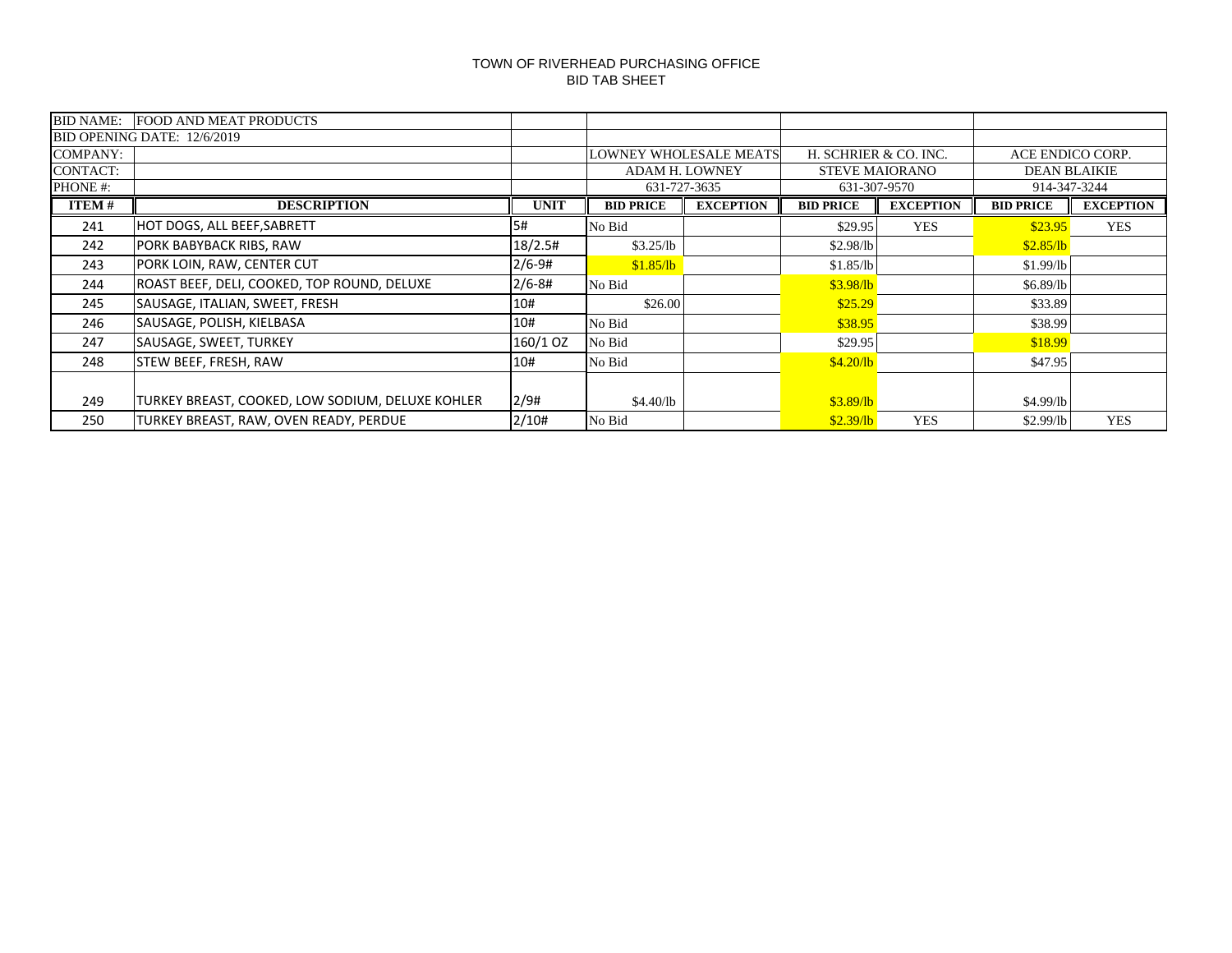TOWN OF RIVERHEAD PURCHASING OFFICE
BID TAB SHEET

| | | | | | | | | |
|---|---|---|---|---|---|---|---|---|
| BID NAME: | FOOD AND MEAT PRODUCTS | | | | | | | |
| BID OPENING DATE: 12/6/2019 | | | | | | | | |
| COMPANY: | | | LOWNEY WHOLESALE MEATS | | H. SCHRIER & CO. INC. | | ACE ENDICO CORP. | |
| CONTACT: | | | ADAM H. LOWNEY | | STEVE MAIORANO | | DEAN BLAIKIE | |
| PHONE #: | | | 631-727-3635 | | 631-307-9570 | | 914-347-3244 | |
| **ITEM #** | **DESCRIPTION** | **UNIT** | **BID PRICE** | **EXCEPTION** | **BID PRICE** | **EXCEPTION** | **BID PRICE** | **EXCEPTION** |
| 241 | HOT DOGS, ALL BEEF,SABRETT | 5# | No Bid | | $29.95 | YES | $23.95 | YES |
| 242 | PORK BABYBACK RIBS, RAW | 18/2.5# | $3.25/lb | | $2.98/lb | | $2.85/lb | |
| 243 | PORK LOIN, RAW, CENTER CUT | 2/6-9# | $1.85/lb | | $1.85/lb | | $1.99/lb | |
| 244 | ROAST BEEF, DELI, COOKED, TOP ROUND, DELUXE | 2/6-8# | No Bid | | $3.98/lb | | $6.89/lb | |
| 245 | SAUSAGE, ITALIAN, SWEET, FRESH | 10# | $26.00 | | $25.29 | | $33.89 | |
| 246 | SAUSAGE, POLISH, KIELBASA | 10# | No Bid | | $38.95 | | $38.99 | |
| 247 | SAUSAGE, SWEET, TURKEY | 160/1 OZ | No Bid | | $29.95 | | $18.99 | |
| 248 | STEW BEEF, FRESH, RAW | 10# | No Bid | | $4.20/lb | | $47.95 | |
| 249 | TURKEY BREAST, COOKED, LOW SODIUM, DELUXE KOHLER | 2/9# | $4.40/lb | | $3.89/lb | | $4.99/lb | |
| 250 | TURKEY BREAST, RAW, OVEN READY, PERDUE | 2/10# | No Bid | | $2.39/lb | YES | $2.99/lb | YES |